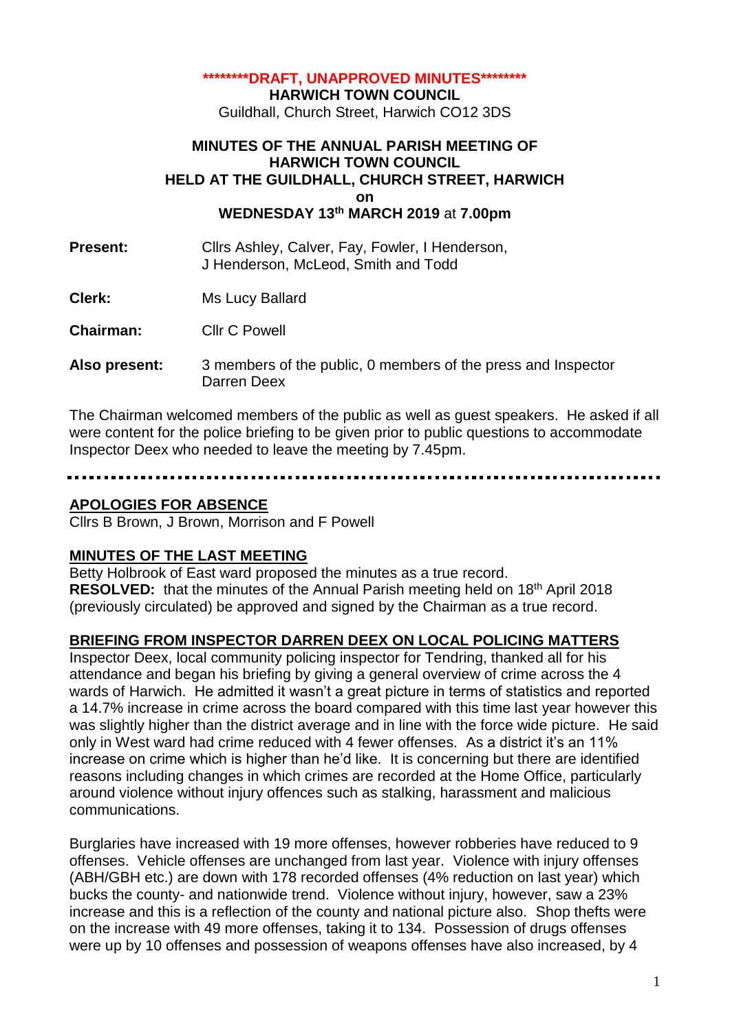**\*\*\*\*\*\*\*\*DRAFT, UNAPPROVED MINUTES\*\*\*\*\*\*\*\***

**HARWICH TOWN COUNCIL**

Guildhall, Church Street, Harwich CO12 3DS

**MINUTES OF THE ANNUAL PARISH MEETING OF HARWICH TOWN COUNCIL HELD AT THE GUILDHALL, CHURCH STREET, HARWICH on WEDNESDAY 13th MARCH 2019 at 7.00pm**

| | |
|---|---|
| **Present:** | Cllrs Ashley, Calver, Fay, Fowler, I Henderson, J Henderson, McLeod, Smith and Todd |
| **Clerk:** | Ms Lucy Ballard |
| **Chairman:** | Cllr C Powell |
| **Also present:** | 3 members of the public, 0 members of the press and Inspector Darren Deex |

The Chairman welcomed members of the public as well as guest speakers. He asked if all were content for the police briefing to be given prior to public questions to accommodate Inspector Deex who needed to leave the meeting by 7.45pm.

---

## APOLOGIES FOR ABSENCE

Cllrs B Brown, J Brown, Morrison and F Powell

## MINUTES OF THE LAST MEETING

Betty Holbrook of East ward proposed the minutes as a true record.
**RESOLVED:** that the minutes of the Annual Parish meeting held on 18th April 2018 (previously circulated) be approved and signed by the Chairman as a true record.

## BRIEFING FROM INSPECTOR DARREN DEEX ON LOCAL POLICING MATTERS

Inspector Deex, local community policing inspector for Tendring, thanked all for his attendance and began his briefing by giving a general overview of crime across the 4 wards of Harwich. He admitted it wasn't a great picture in terms of statistics and reported a 14.7% increase in crime across the board compared with this time last year however this was slightly higher than the district average and in line with the force wide picture. He said only in West ward had crime reduced with 4 fewer offenses. As a district it's an 11% increase on crime which is higher than he'd like. It is concerning but there are identified reasons including changes in which crimes are recorded at the Home Office, particularly around violence without injury offences such as stalking, harassment and malicious communications.

Burglaries have increased with 19 more offenses, however robberies have reduced to 9 offenses. Vehicle offenses are unchanged from last year. Violence with injury offenses (ABH/GBH etc.) are down with 178 recorded offenses (4% reduction on last year) which bucks the county- and nationwide trend. Violence without injury, however, saw a 23% increase and this is a reflection of the county and national picture also. Shop thefts were on the increase with 49 more offenses, taking it to 134. Possession of drugs offenses were up by 10 offenses and possession of weapons offenses have also increased, by 4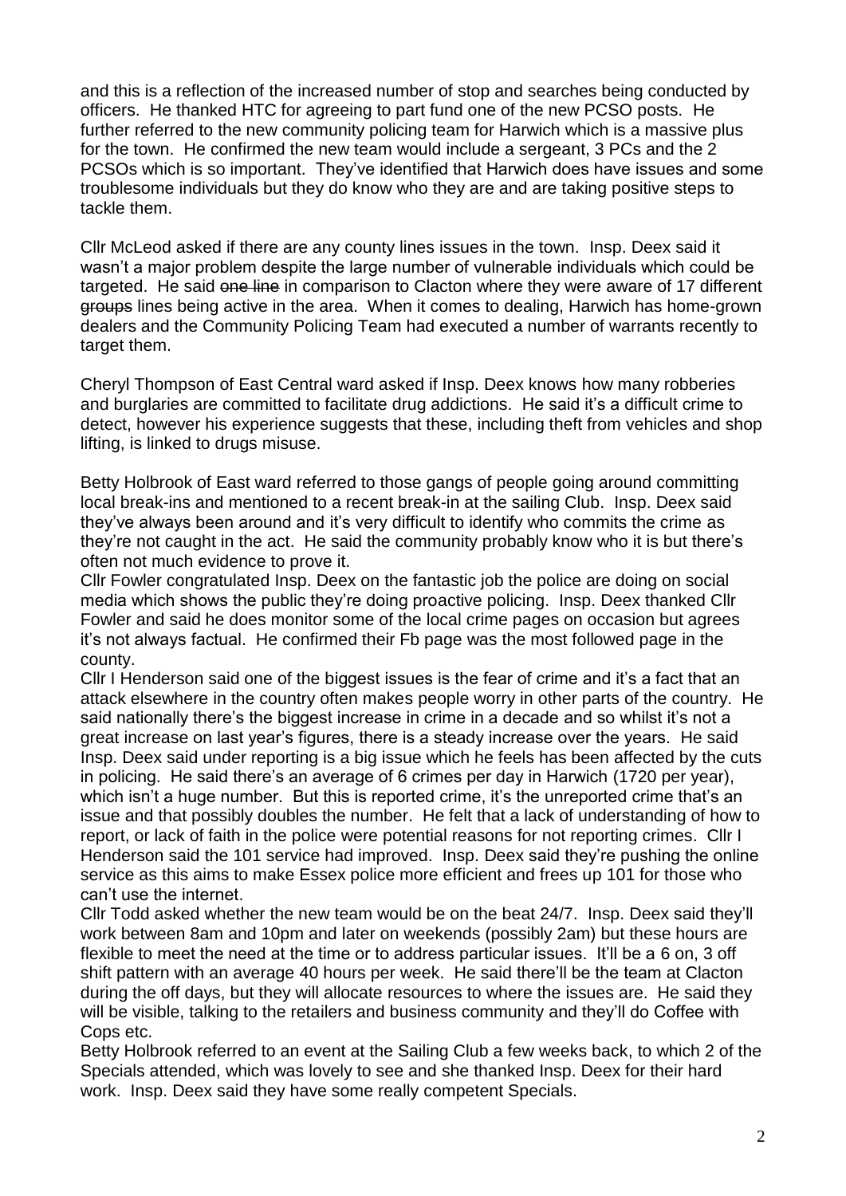and this is a reflection of the increased number of stop and searches being conducted by officers. He thanked HTC for agreeing to part fund one of the new PCSO posts. He further referred to the new community policing team for Harwich which is a massive plus for the town. He confirmed the new team would include a sergeant, 3 PCs and the 2 PCSOs which is so important. They've identified that Harwich does have issues and some troublesome individuals but they do know who they are and are taking positive steps to tackle them.

Cllr McLeod asked if there are any county lines issues in the town. Insp. Deex said it wasn't a major problem despite the large number of vulnerable individuals which could be targeted. He said ~~one line~~ in comparison to Clacton where they were aware of 17 different ~~groups~~ lines being active in the area. When it comes to dealing, Harwich has home-grown dealers and the Community Policing Team had executed a number of warrants recently to target them.

Cheryl Thompson of East Central ward asked if Insp. Deex knows how many robberies and burglaries are committed to facilitate drug addictions. He said it's a difficult crime to detect, however his experience suggests that these, including theft from vehicles and shop lifting, is linked to drugs misuse.

Betty Holbrook of East ward referred to those gangs of people going around committing local break-ins and mentioned to a recent break-in at the sailing Club. Insp. Deex said they've always been around and it's very difficult to identify who commits the crime as they're not caught in the act. He said the community probably know who it is but there's often not much evidence to prove it.

Cllr Fowler congratulated Insp. Deex on the fantastic job the police are doing on social media which shows the public they're doing proactive policing. Insp. Deex thanked Cllr Fowler and said he does monitor some of the local crime pages on occasion but agrees it's not always factual. He confirmed their Fb page was the most followed page in the county.

Cllr I Henderson said one of the biggest issues is the fear of crime and it's a fact that an attack elsewhere in the country often makes people worry in other parts of the country. He said nationally there's the biggest increase in crime in a decade and so whilst it's not a great increase on last year's figures, there is a steady increase over the years. He said Insp. Deex said under reporting is a big issue which he feels has been affected by the cuts in policing. He said there's an average of 6 crimes per day in Harwich (1720 per year), which isn't a huge number. But this is reported crime, it's the unreported crime that's an issue and that possibly doubles the number. He felt that a lack of understanding of how to report, or lack of faith in the police were potential reasons for not reporting crimes. Cllr I Henderson said the 101 service had improved. Insp. Deex said they're pushing the online service as this aims to make Essex police more efficient and frees up 101 for those who can't use the internet.

Cllr Todd asked whether the new team would be on the beat 24/7. Insp. Deex said they'll work between 8am and 10pm and later on weekends (possibly 2am) but these hours are flexible to meet the need at the time or to address particular issues. It'll be a 6 on, 3 off shift pattern with an average 40 hours per week. He said there'll be the team at Clacton during the off days, but they will allocate resources to where the issues are. He said they will be visible, talking to the retailers and business community and they'll do Coffee with Cops etc.

Betty Holbrook referred to an event at the Sailing Club a few weeks back, to which 2 of the Specials attended, which was lovely to see and she thanked Insp. Deex for their hard work. Insp. Deex said they have some really competent Specials.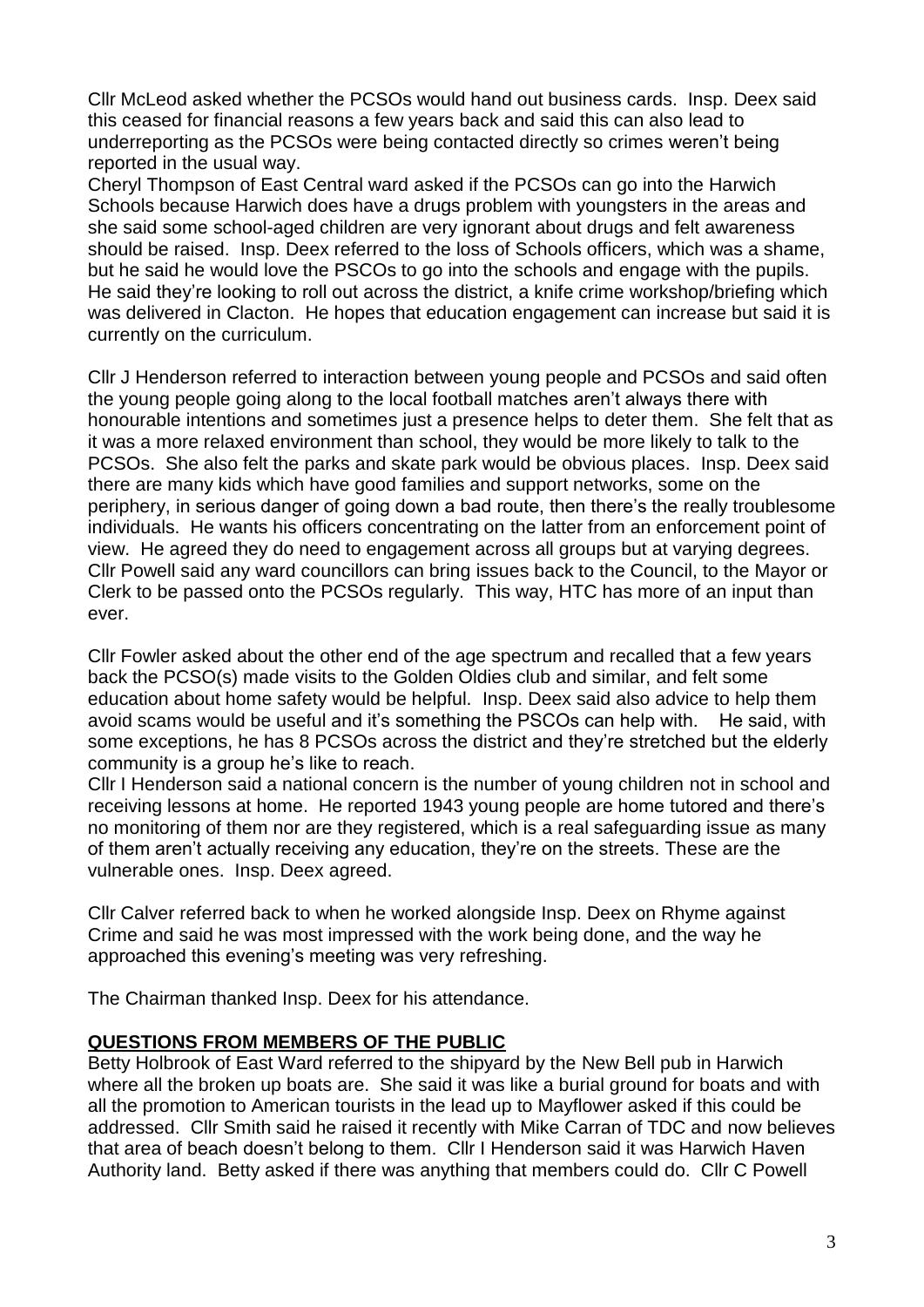Cllr McLeod asked whether the PCSOs would hand out business cards. Insp. Deex said this ceased for financial reasons a few years back and said this can also lead to underreporting as the PCSOs were being contacted directly so crimes weren't being reported in the usual way.

Cheryl Thompson of East Central ward asked if the PCSOs can go into the Harwich Schools because Harwich does have a drugs problem with youngsters in the areas and she said some school-aged children are very ignorant about drugs and felt awareness should be raised. Insp. Deex referred to the loss of Schools officers, which was a shame, but he said he would love the PSCOs to go into the schools and engage with the pupils. He said they're looking to roll out across the district, a knife crime workshop/briefing which was delivered in Clacton. He hopes that education engagement can increase but said it is currently on the curriculum.

Cllr J Henderson referred to interaction between young people and PCSOs and said often the young people going along to the local football matches aren't always there with honourable intentions and sometimes just a presence helps to deter them. She felt that as it was a more relaxed environment than school, they would be more likely to talk to the PCSOs. She also felt the parks and skate park would be obvious places. Insp. Deex said there are many kids which have good families and support networks, some on the periphery, in serious danger of going down a bad route, then there's the really troublesome individuals. He wants his officers concentrating on the latter from an enforcement point of view. He agreed they do need to engagement across all groups but at varying degrees. Cllr Powell said any ward councillors can bring issues back to the Council, to the Mayor or Clerk to be passed onto the PCSOs regularly. This way, HTC has more of an input than ever.

Cllr Fowler asked about the other end of the age spectrum and recalled that a few years back the PCSO(s) made visits to the Golden Oldies club and similar, and felt some education about home safety would be helpful. Insp. Deex said also advice to help them avoid scams would be useful and it's something the PSCOs can help with. He said, with some exceptions, he has 8 PCSOs across the district and they're stretched but the elderly community is a group he's like to reach.

Cllr I Henderson said a national concern is the number of young children not in school and receiving lessons at home. He reported 1943 young people are home tutored and there's no monitoring of them nor are they registered, which is a real safeguarding issue as many of them aren't actually receiving any education, they're on the streets. These are the vulnerable ones. Insp. Deex agreed.

Cllr Calver referred back to when he worked alongside Insp. Deex on Rhyme against Crime and said he was most impressed with the work being done, and the way he approached this evening's meeting was very refreshing.

The Chairman thanked Insp. Deex for his attendance.

## **QUESTIONS FROM MEMBERS OF THE PUBLIC**

Betty Holbrook of East Ward referred to the shipyard by the New Bell pub in Harwich where all the broken up boats are. She said it was like a burial ground for boats and with all the promotion to American tourists in the lead up to Mayflower asked if this could be addressed. Cllr Smith said he raised it recently with Mike Carran of TDC and now believes that area of beach doesn't belong to them. Cllr I Henderson said it was Harwich Haven Authority land. Betty asked if there was anything that members could do. Cllr C Powell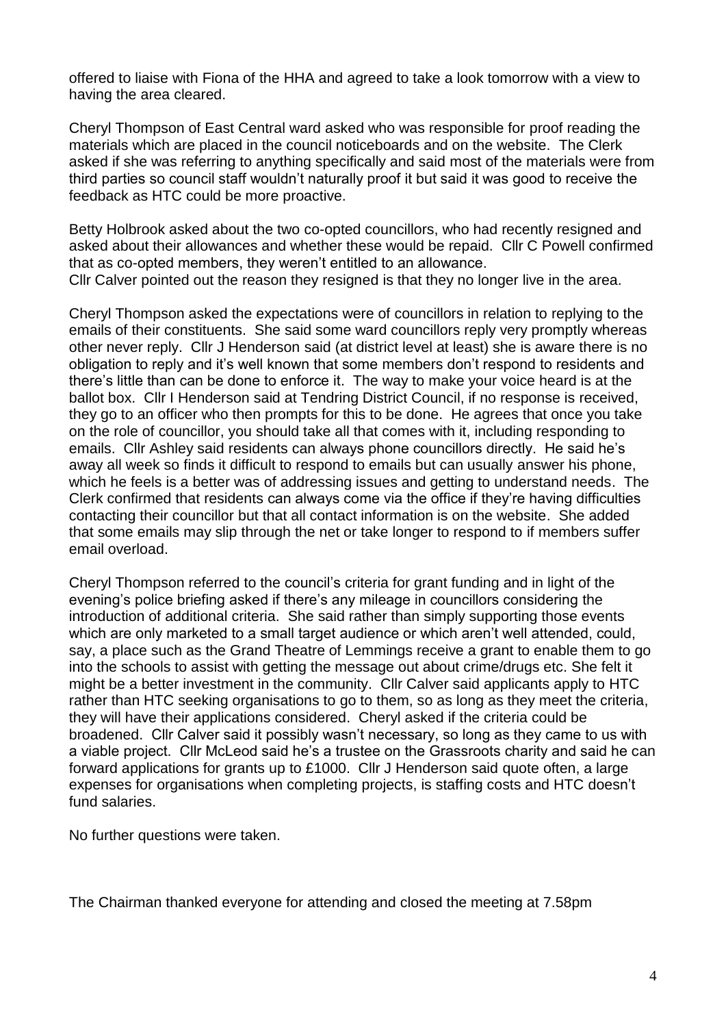offered to liaise with Fiona of the HHA and agreed to take a look tomorrow with a view to having the area cleared.

Cheryl Thompson of East Central ward asked who was responsible for proof reading the materials which are placed in the council noticeboards and on the website. The Clerk asked if she was referring to anything specifically and said most of the materials were from third parties so council staff wouldn't naturally proof it but said it was good to receive the feedback as HTC could be more proactive.

Betty Holbrook asked about the two co-opted councillors, who had recently resigned and asked about their allowances and whether these would be repaid. Cllr C Powell confirmed that as co-opted members, they weren't entitled to an allowance.
Cllr Calver pointed out the reason they resigned is that they no longer live in the area.

Cheryl Thompson asked the expectations were of councillors in relation to replying to the emails of their constituents. She said some ward councillors reply very promptly whereas other never reply. Cllr J Henderson said (at district level at least) she is aware there is no obligation to reply and it's well known that some members don't respond to residents and there's little than can be done to enforce it. The way to make your voice heard is at the ballot box. Cllr I Henderson said at Tendring District Council, if no response is received, they go to an officer who then prompts for this to be done. He agrees that once you take on the role of councillor, you should take all that comes with it, including responding to emails. Cllr Ashley said residents can always phone councillors directly. He said he's away all week so finds it difficult to respond to emails but can usually answer his phone, which he feels is a better was of addressing issues and getting to understand needs. The Clerk confirmed that residents can always come via the office if they're having difficulties contacting their councillor but that all contact information is on the website. She added that some emails may slip through the net or take longer to respond to if members suffer email overload.

Cheryl Thompson referred to the council's criteria for grant funding and in light of the evening's police briefing asked if there's any mileage in councillors considering the introduction of additional criteria. She said rather than simply supporting those events which are only marketed to a small target audience or which aren't well attended, could, say, a place such as the Grand Theatre of Lemmings receive a grant to enable them to go into the schools to assist with getting the message out about crime/drugs etc. She felt it might be a better investment in the community. Cllr Calver said applicants apply to HTC rather than HTC seeking organisations to go to them, so as long as they meet the criteria, they will have their applications considered. Cheryl asked if the criteria could be broadened. Cllr Calver said it possibly wasn't necessary, so long as they came to us with a viable project. Cllr McLeod said he's a trustee on the Grassroots charity and said he can forward applications for grants up to £1000. Cllr J Henderson said quote often, a large expenses for organisations when completing projects, is staffing costs and HTC doesn't fund salaries.

No further questions were taken.

The Chairman thanked everyone for attending and closed the meeting at 7.58pm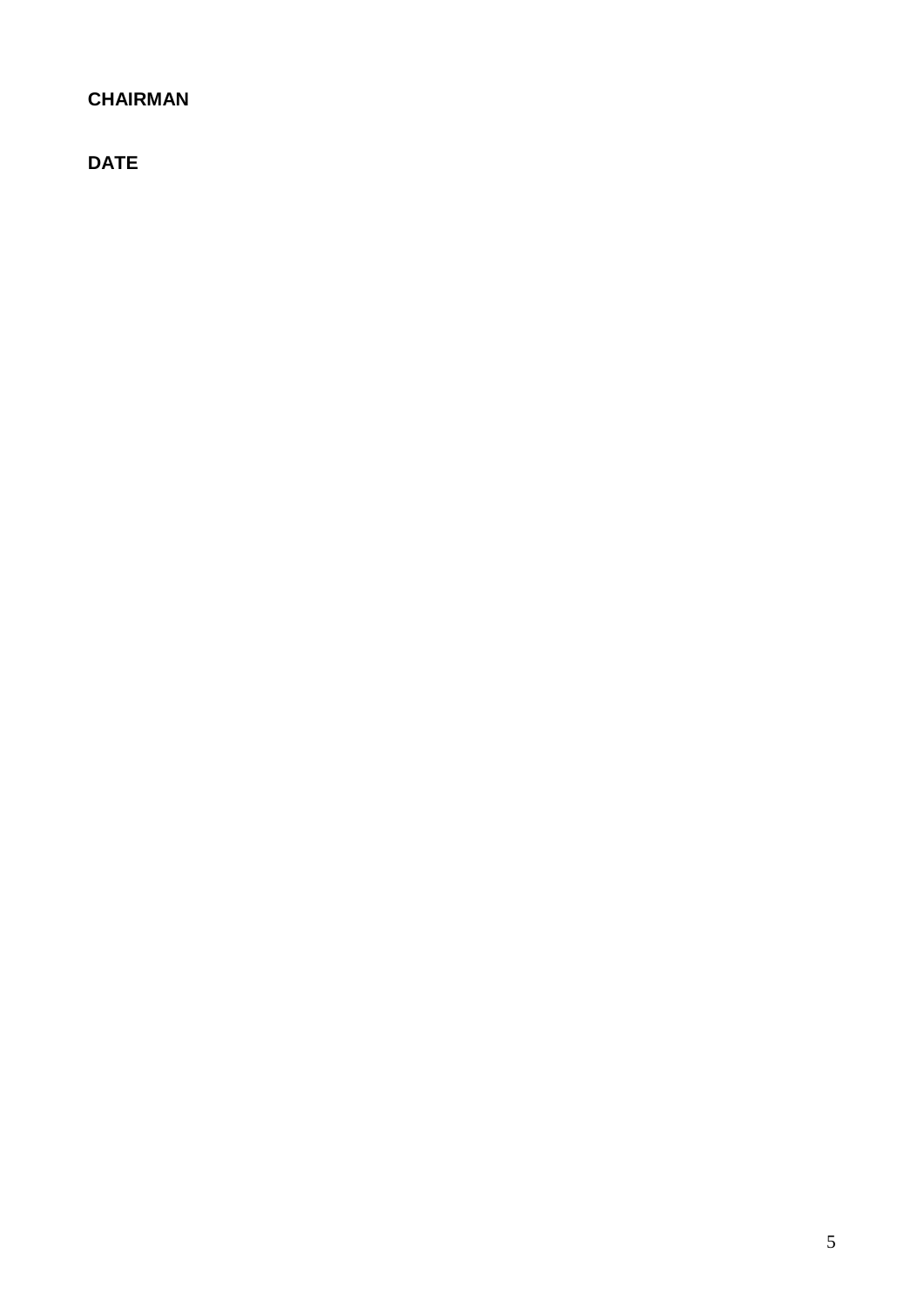**CHAIRMAN**

**DATE**